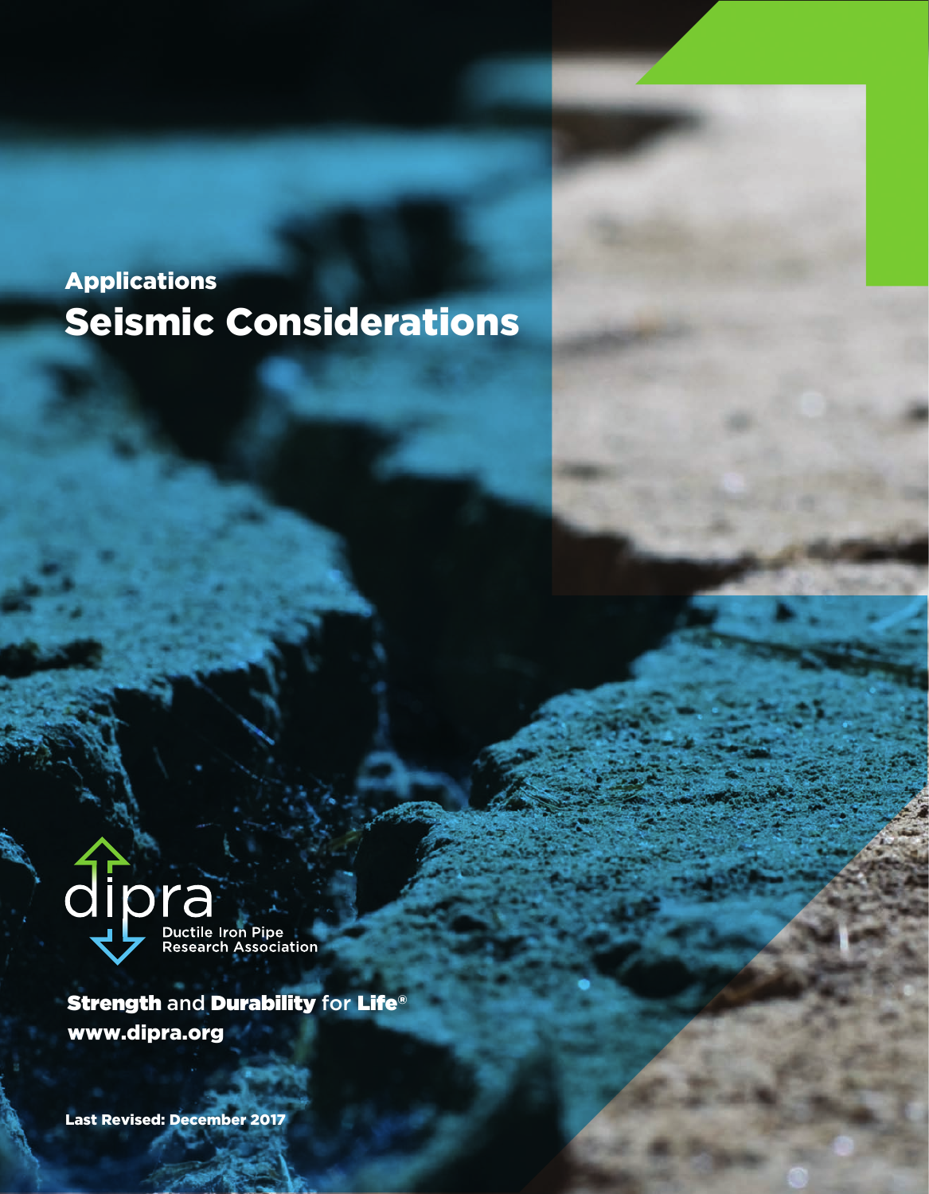**Applications**

# Seismic Considerations

dipra

Ductile Iron Pipe Research Association

**Strength** and **Durability** for **Life**®

**www.dipra.org**

**Last Revised: December 2017**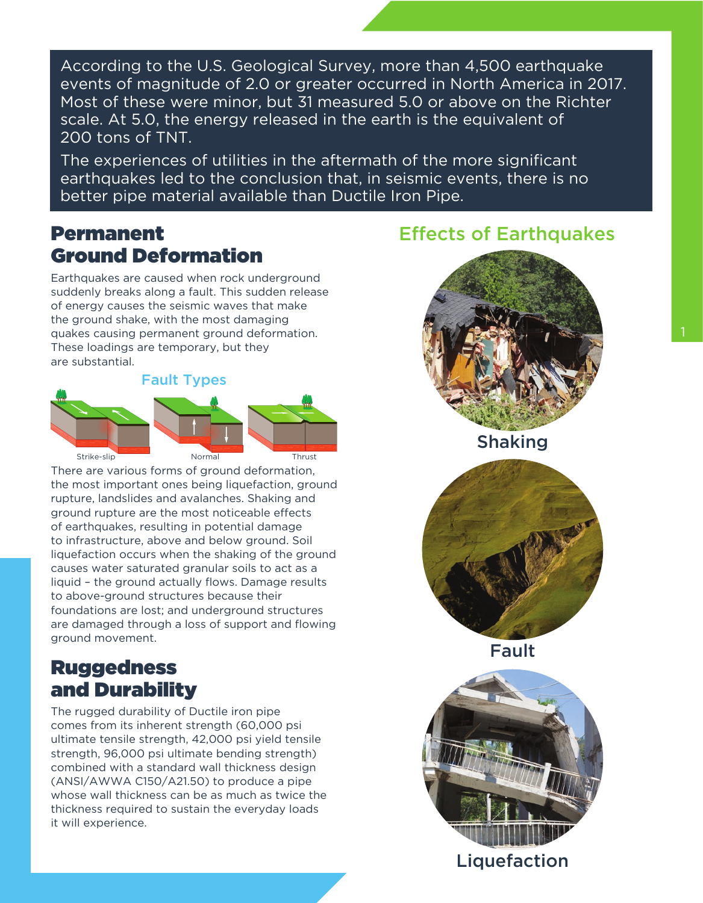According to the U.S. Geological Survey, more than 4,500 earthquake events of magnitude of 2.0 or greater occurred in North America in 2017. Most of these were minor, but 31 measured 5.0 or above on the Richter scale. At 5.0, the energy released in the earth is the equivalent of 200 tons of TNT.

The experiences of utilities in the aftermath of the more significant earthquakes led to the conclusion that, in seismic events, there is no better pipe material available than Ductile Iron Pipe.

## Permanent Ground Deformation

Earthquakes are caused when rock underground suddenly breaks along a fault. This sudden release of energy causes the seismic waves that make the ground shake, with the most damaging quakes causing permanent ground deformation. These loadings are temporary, but they are substantial.

**Fault Types**

Strike-slip  Normal  Thrust

There are various forms of ground deformation, the most important ones being liquefaction, ground rupture, landslides and avalanches. Shaking and ground rupture are the most noticeable effects of earthquakes, resulting in potential damage to infrastructure, above and below ground. Soil liquefaction occurs when the shaking of the ground causes water saturated granular soils to act as a liquid – the ground actually flows. Damage results to above-ground structures because their foundations are lost; and underground structures are damaged through a loss of support and flowing ground movement.

## Ruggedness and Durability

The rugged durability of Ductile iron pipe comes from its inherent strength (60,000 psi ultimate tensile strength, 42,000 psi yield tensile strength, 96,000 psi ultimate bending strength) combined with a standard wall thickness design (ANSI/AWWA C150/A21.50) to produce a pipe whose wall thickness can be as much as twice the thickness required to sustain the everyday loads it will experience.

## Effects of Earthquakes

Shaking

Fault

Liquefaction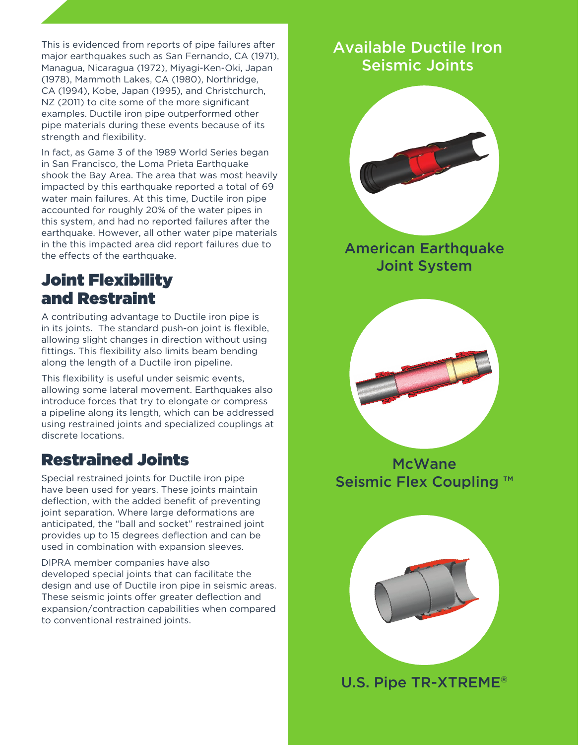This is evidenced from reports of pipe failures after major earthquakes such as San Fernando, CA (1971), Managua, Nicaragua (1972), Miyagi-Ken-Oki, Japan (1978), Mammoth Lakes, CA (1980), Northridge, CA (1994), Kobe, Japan (1995), and Christchurch, NZ (2011) to cite some of the more significant examples. Ductile iron pipe outperformed other pipe materials during these events because of its strength and flexibility.

In fact, as Game 3 of the 1989 World Series began in San Francisco, the Loma Prieta Earthquake shook the Bay Area. The area that was most heavily impacted by this earthquake reported a total of 69 water main failures. At this time, Ductile iron pipe accounted for roughly 20% of the water pipes in this system, and had no reported failures after the earthquake. However, all other water pipe materials in the this impacted area did report failures due to the effects of the earthquake.

## Joint Flexibility and Restraint

A contributing advantage to Ductile iron pipe is in its joints. The standard push-on joint is flexible, allowing slight changes in direction without using fittings. This flexibility also limits beam bending along the length of a Ductile iron pipeline.

This flexibility is useful under seismic events, allowing some lateral movement. Earthquakes also introduce forces that try to elongate or compress a pipeline along its length, which can be addressed using restrained joints and specialized couplings at discrete locations.

## Restrained Joints

Special restrained joints for Ductile iron pipe have been used for years. These joints maintain deflection, with the added benefit of preventing joint separation. Where large deformations are anticipated, the "ball and socket" restrained joint provides up to 15 degrees deflection and can be used in combination with expansion sleeves.

DIPRA member companies have also developed special joints that can facilitate the design and use of Ductile iron pipe in seismic areas. These seismic joints offer greater deflection and expansion/contraction capabilities when compared to conventional restrained joints.

## Available Ductile Iron Seismic Joints

American Earthquake Joint System

McWane Seismic Flex Coupling ™

U.S. Pipe TR-XTREME®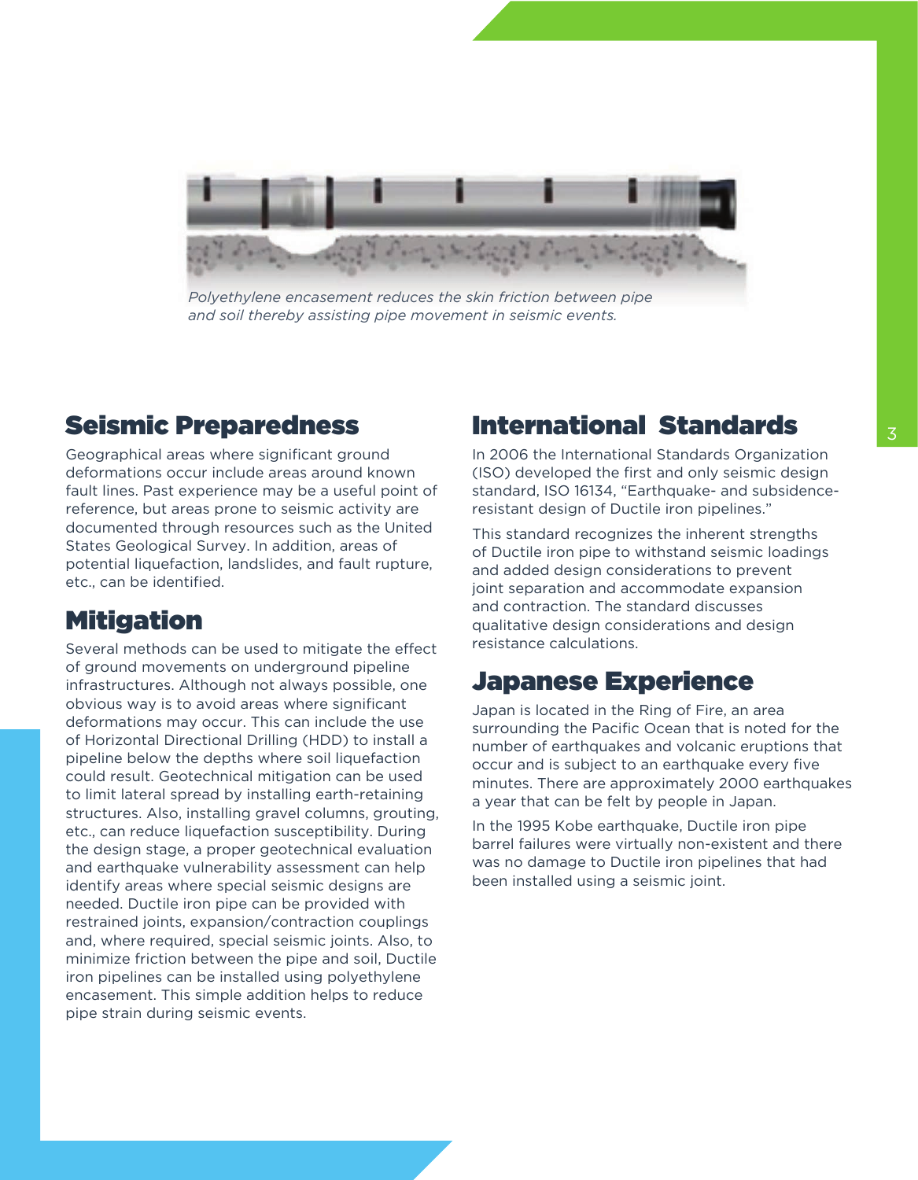*Polyethylene encasement reduces the skin friction between pipe and soil thereby assisting pipe movement in seismic events.*

## Seismic Preparedness

Geographical areas where significant ground deformations occur include areas around known fault lines. Past experience may be a useful point of reference, but areas prone to seismic activity are documented through resources such as the United States Geological Survey. In addition, areas of potential liquefaction, landslides, and fault rupture, etc., can be identified.

## Mitigation

Several methods can be used to mitigate the effect of ground movements on underground pipeline infrastructures. Although not always possible, one obvious way is to avoid areas where significant deformations may occur. This can include the use of Horizontal Directional Drilling (HDD) to install a pipeline below the depths where soil liquefaction could result. Geotechnical mitigation can be used to limit lateral spread by installing earth-retaining structures. Also, installing gravel columns, grouting, etc., can reduce liquefaction susceptibility. During the design stage, a proper geotechnical evaluation and earthquake vulnerability assessment can help identify areas where special seismic designs are needed. Ductile iron pipe can be provided with restrained joints, expansion/contraction couplings and, where required, special seismic joints. Also, to minimize friction between the pipe and soil, Ductile iron pipelines can be installed using polyethylene encasement. This simple addition helps to reduce pipe strain during seismic events.

## International Standards

In 2006 the International Standards Organization (ISO) developed the first and only seismic design standard, ISO 16134, "Earthquake- and subsidence-resistant design of Ductile iron pipelines."

This standard recognizes the inherent strengths of Ductile iron pipe to withstand seismic loadings and added design considerations to prevent joint separation and accommodate expansion and contraction. The standard discusses qualitative design considerations and design resistance calculations.

## Japanese Experience

Japan is located in the Ring of Fire, an area surrounding the Pacific Ocean that is noted for the number of earthquakes and volcanic eruptions that occur and is subject to an earthquake every five minutes. There are approximately 2000 earthquakes a year that can be felt by people in Japan.

In the 1995 Kobe earthquake, Ductile iron pipe barrel failures were virtually non-existent and there was no damage to Ductile iron pipelines that had been installed using a seismic joint.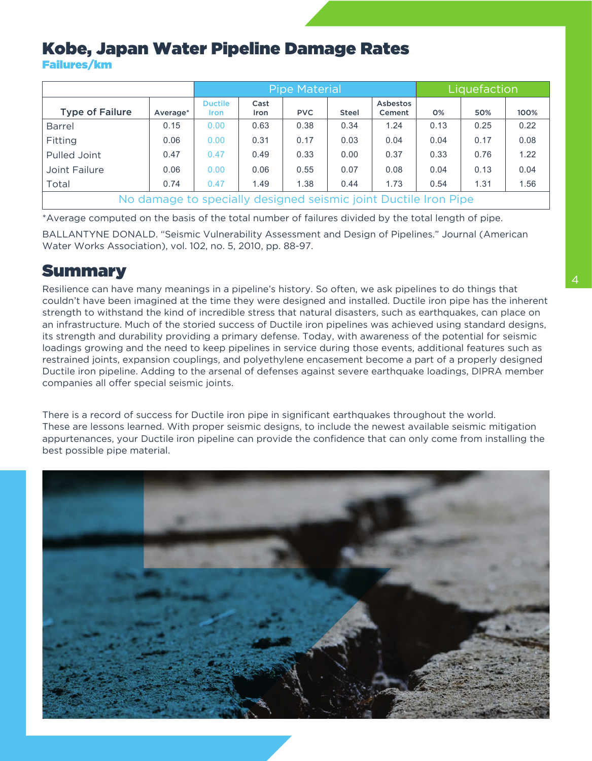## Kobe, Japan Water Pipeline Damage Rates

**Failures/km**

| | | Pipe Material | | | | | Liquefaction | | |
|---|---|---|---|---|---|---|---|---|---|
| Type of Failure | Average* | Ductile Iron | Cast Iron | PVC | Steel | Asbestos Cement | 0% | 50% | 100% |
| Barrel | 0.15 | 0.00 | 0.63 | 0.38 | 0.34 | 1.24 | 0.13 | 0.25 | 0.22 |
| Fitting | 0.06 | 0.00 | 0.31 | 0.17 | 0.03 | 0.04 | 0.04 | 0.17 | 0.08 |
| Pulled Joint | 0.47 | 0.47 | 0.49 | 0.33 | 0.00 | 0.37 | 0.33 | 0.76 | 1.22 |
| Joint Failure | 0.06 | 0.00 | 0.06 | 0.55 | 0.07 | 0.08 | 0.04 | 0.13 | 0.04 |
| Total | 0.74 | 0.47 | 1.49 | 1.38 | 0.44 | 1.73 | 0.54 | 1.31 | 1.56 |
| No damage to specially designed seismic joint Ductile Iron Pipe | | | | | | | | | |

*Average computed on the basis of the total number of failures divided by the total length of pipe.

BALLANTYNE DONALD. "Seismic Vulnerability Assessment and Design of Pipelines." Journal (American Water Works Association), vol. 102, no. 5, 2010, pp. 88-97.

## Summary

Resilience can have many meanings in a pipeline's history. So often, we ask pipelines to do things that couldn't have been imagined at the time they were designed and installed. Ductile iron pipe has the inherent strength to withstand the kind of incredible stress that natural disasters, such as earthquakes, can place on an infrastructure. Much of the storied success of Ductile iron pipelines was achieved using standard designs, its strength and durability providing a primary defense. Today, with awareness of the potential for seismic loadings growing and the need to keep pipelines in service during those events, additional features such as restrained joints, expansion couplings, and polyethylene encasement become a part of a properly designed Ductile iron pipeline. Adding to the arsenal of defenses against severe earthquake loadings, DIPRA member companies all offer special seismic joints.

There is a record of success for Ductile iron pipe in significant earthquakes throughout the world. These are lessons learned. With proper seismic designs, to include the newest available seismic mitigation appurtenances, your Ductile iron pipeline can provide the confidence that can only come from installing the best possible pipe material.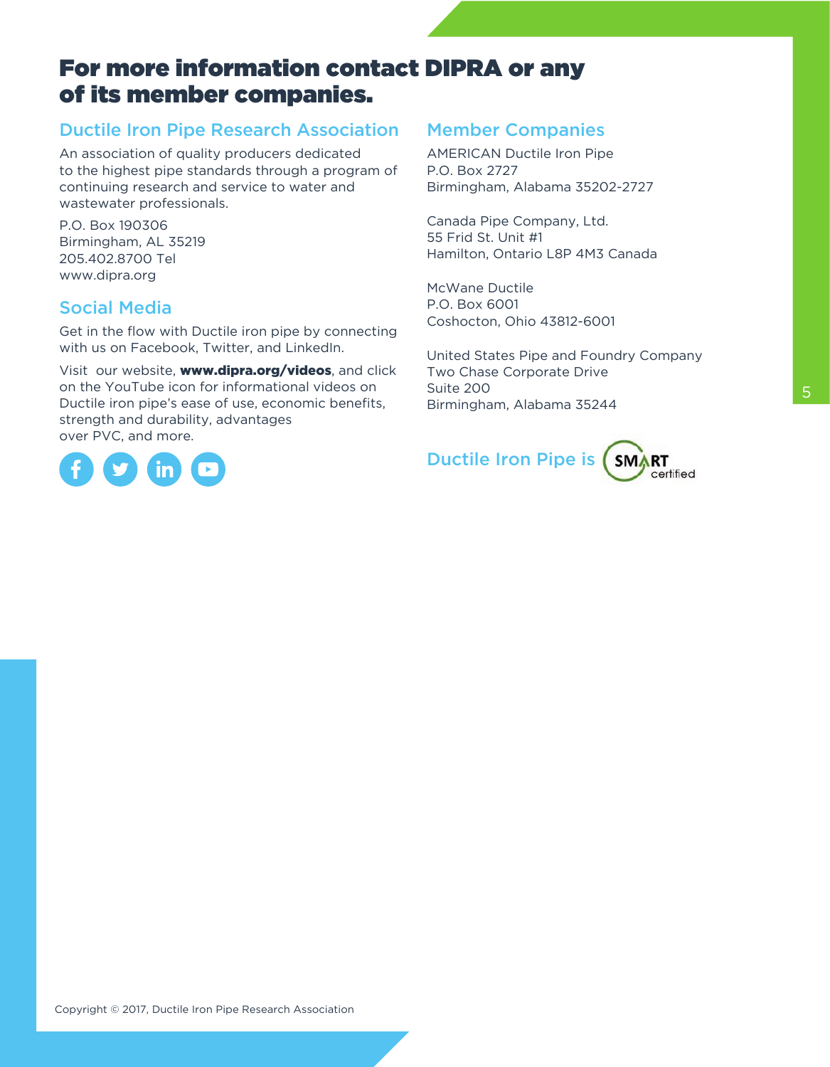# For more information contact DIPRA or any of its member companies.

## Ductile Iron Pipe Research Association

An association of quality producers dedicated to the highest pipe standards through a program of continuing research and service to water and wastewater professionals.

P.O. Box 190306
Birmingham, AL 35219
205.402.8700 Tel
www.dipra.org

## Social Media

Get in the flow with Ductile iron pipe by connecting with us on Facebook, Twitter, and LinkedIn.

Visit our website, **www.dipra.org/videos**, and click on the YouTube icon for informational videos on Ductile iron pipe's ease of use, economic benefits, strength and durability, advantages over PVC, and more.

## Member Companies

AMERICAN Ductile Iron Pipe
P.O. Box 2727
Birmingham, Alabama 35202-2727

Canada Pipe Company, Ltd.
55 Frid St. Unit #1
Hamilton, Ontario L8P 4M3 Canada

McWane Ductile
P.O. Box 6001
Coshocton, Ohio 43812-6001

United States Pipe and Foundry Company
Two Chase Corporate Drive
Suite 200
Birmingham, Alabama 35244

Ductile Iron Pipe is SMART certified

Copyright © 2017, Ductile Iron Pipe Research Association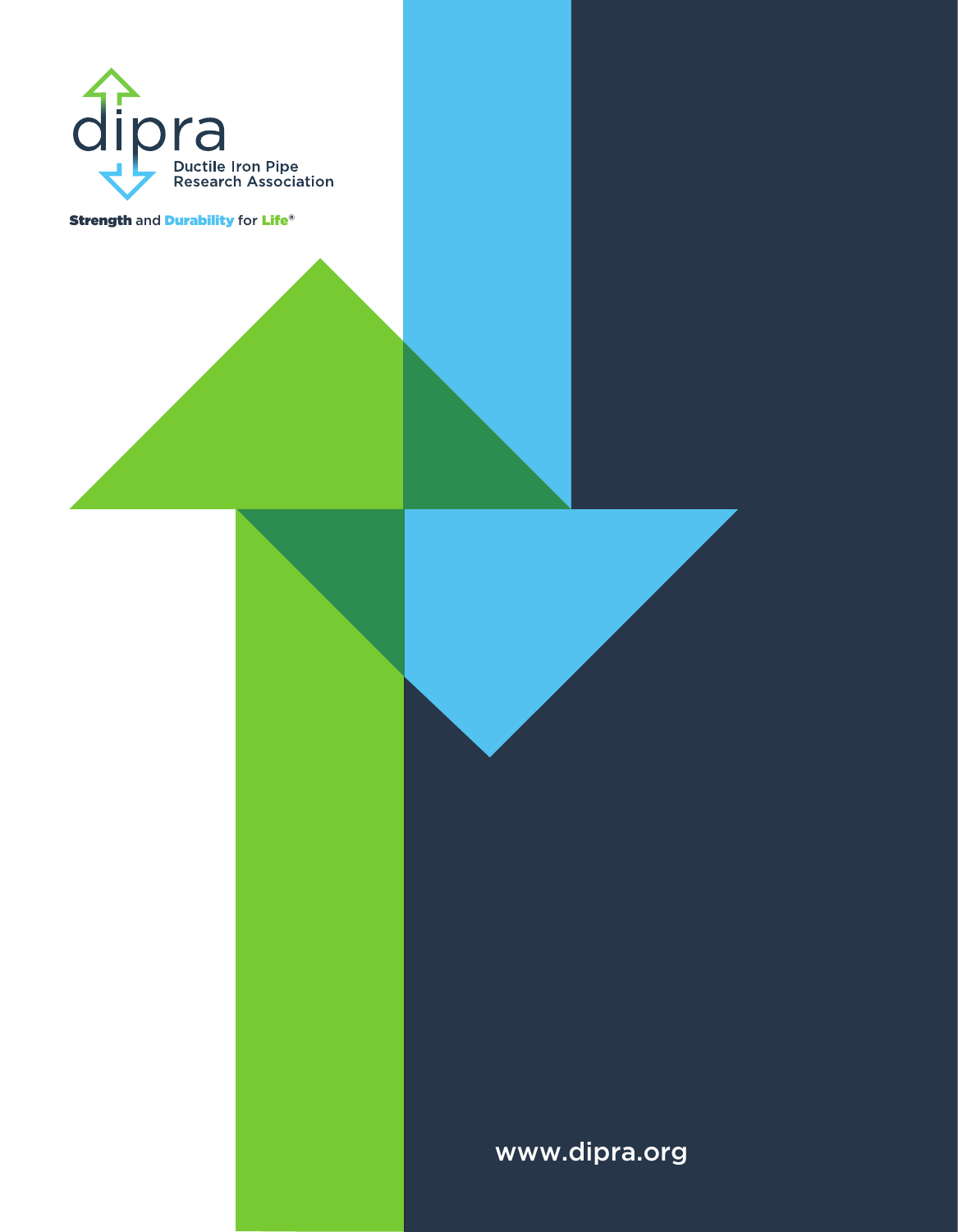dipra

Ductile Iron Pipe Research Association

**Strength** and **Durability** for **Life**®

www.dipra.org